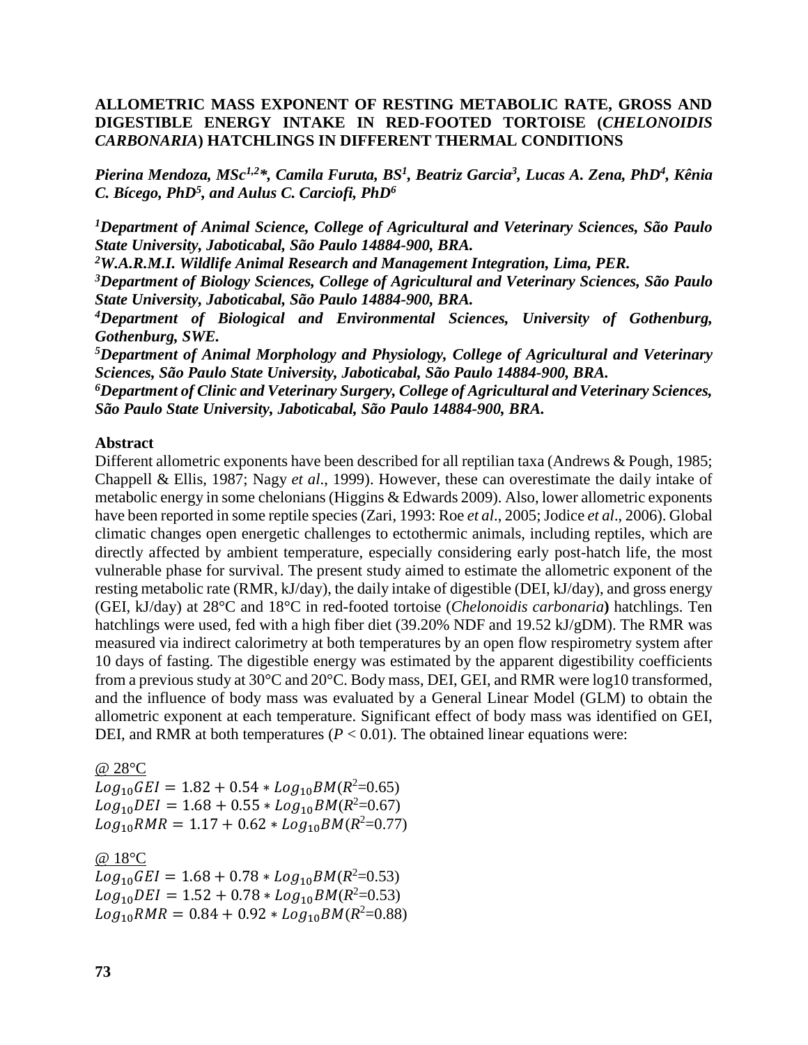# ALLOMETRIC MASS EXPONENT OF RESTING METABOLIC RATE, GROSS AND DIGESTIBLE ENERGY INTAKE IN RED-FOOTED TORTOISE (*CHELONOIDIS CARBONARIA*) HATCHLINGS IN DIFFERENT THERMAL CONDITIONS

***Pierina Mendoza, MSc[1,2]\*, Camila Furuta, BS[1], Beatriz Garcia[3], Lucas A. Zena, PhD[4], Kênia C. Bícego, PhD[5], and Aulus C. Carciofi, PhD[6]***

***[1]Department of Animal Science, College of Agricultural and Veterinary Sciences, São Paulo State University, Jaboticabal, São Paulo 14884-900, BRA.***

***[2]W.A.R.M.I. Wildlife Animal Research and Management Integration, Lima, PER.***

***[3]Department of Biology Sciences, College of Agricultural and Veterinary Sciences, São Paulo State University, Jaboticabal, São Paulo 14884-900, BRA.***

***[4]Department of Biological and Environmental Sciences, University of Gothenburg, Gothenburg, SWE.***

***[5]Department of Animal Morphology and Physiology, College of Agricultural and Veterinary Sciences, São Paulo State University, Jaboticabal, São Paulo 14884-900, BRA.***

***[6]Department of Clinic and Veterinary Surgery, College of Agricultural and Veterinary Sciences, São Paulo State University, Jaboticabal, São Paulo 14884-900, BRA.***

## Abstract

Different allometric exponents have been described for all reptilian taxa (Andrews & Pough, 1985; Chappell & Ellis, 1987; Nagy *et al*., 1999). However, these can overestimate the daily intake of metabolic energy in some chelonians (Higgins & Edwards 2009). Also, lower allometric exponents have been reported in some reptile species (Zari, 1993: Roe *et al*., 2005; Jodice *et al*., 2006). Global climatic changes open energetic challenges to ectothermic animals, including reptiles, which are directly affected by ambient temperature, especially considering early post-hatch life, the most vulnerable phase for survival. The present study aimed to estimate the allometric exponent of the resting metabolic rate (RMR, kJ/day), the daily intake of digestible (DEI, kJ/day), and gross energy (GEI, kJ/day) at 28°C and 18°C in red-footed tortoise (*Chelonoidis carbonaria*) hatchlings. Ten hatchlings were used, fed with a high fiber diet (39.20% NDF and 19.52 kJ/gDM). The RMR was measured via indirect calorimetry at both temperatures by an open flow respirometry system after 10 days of fasting. The digestible energy was estimated by the apparent digestibility coefficients from a previous study at 30°C and 20°C. Body mass, DEI, GEI, and RMR were log10 transformed, and the influence of body mass was evaluated by a General Linear Model (GLM) to obtain the allometric exponent at each temperature. Significant effect of body mass was identified on GEI, DEI, and RMR at both temperatures ($P < 0.01$). The obtained linear equations were:

@ 28°C

$$Log_{10}GEI = 1.82 + 0.54 * Log_{10}BM \quad (R^2=0.65)$$
$$Log_{10}DEI = 1.68 + 0.55 * Log_{10}BM \quad (R^2=0.67)$$
$$Log_{10}RMR = 1.17 + 0.62 * Log_{10}BM \quad (R^2=0.77)$$

@ 18°C

$$Log_{10}GEI = 1.68 + 0.78 * Log_{10}BM \quad (R^2=0.53)$$
$$Log_{10}DEI = 1.52 + 0.78 * Log_{10}BM \quad (R^2=0.53)$$
$$Log_{10}RMR = 0.84 + 0.92 * Log_{10}BM \quad (R^2=0.88)$$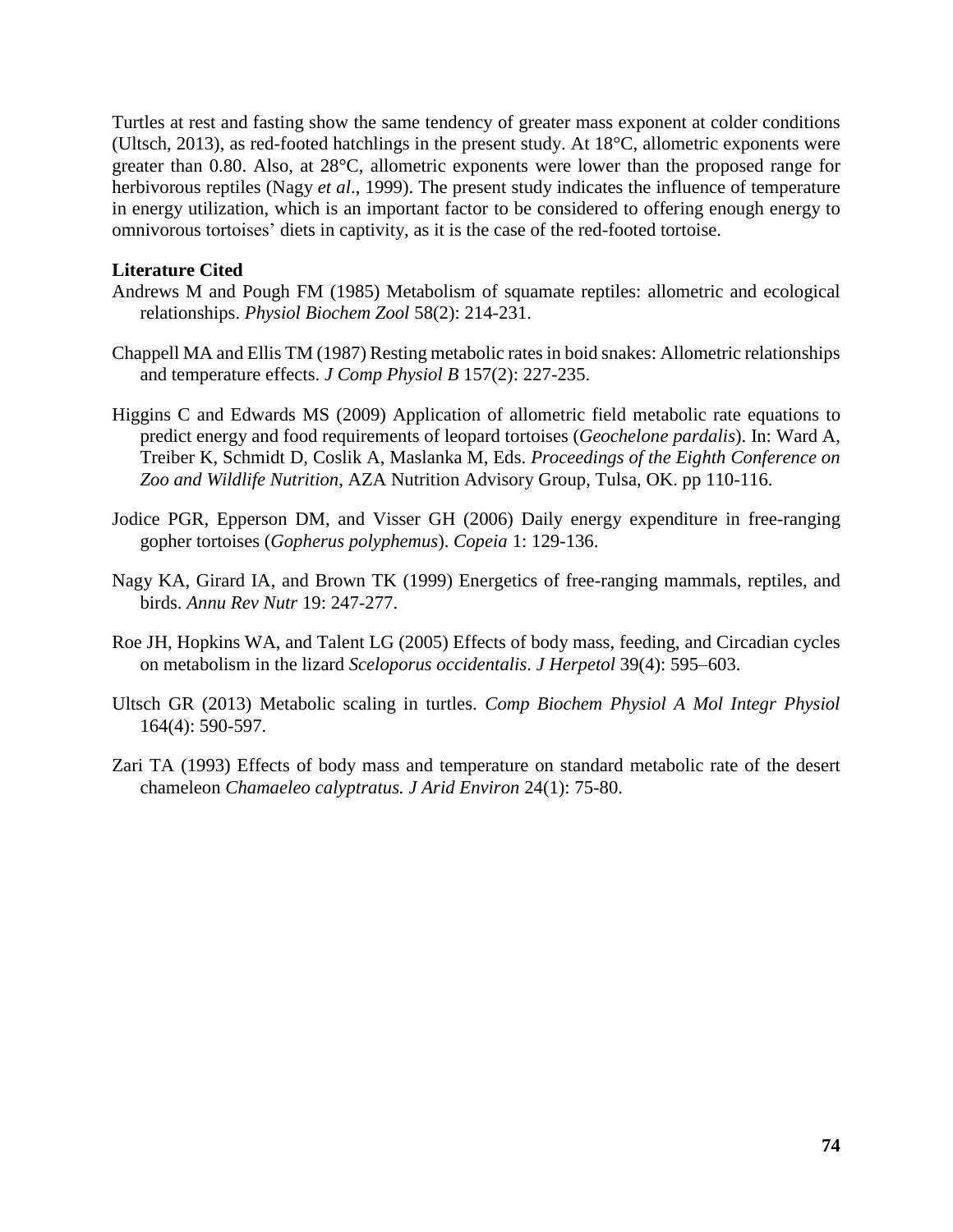Turtles at rest and fasting show the same tendency of greater mass exponent at colder conditions (Ultsch, 2013), as red-footed hatchlings in the present study. At 18°C, allometric exponents were greater than 0.80. Also, at 28°C, allometric exponents were lower than the proposed range for herbivorous reptiles (Nagy *et al*., 1999). The present study indicates the influence of temperature in energy utilization, which is an important factor to be considered to offering enough energy to omnivorous tortoises' diets in captivity, as it is the case of the red-footed tortoise.

**Literature Cited**

Andrews M and Pough FM (1985) Metabolism of squamate reptiles: allometric and ecological relationships. *Physiol Biochem Zool* 58(2): 214-231.

Chappell MA and Ellis TM (1987) Resting metabolic rates in boid snakes: Allometric relationships and temperature effects. *J Comp Physiol B* 157(2): 227-235.

Higgins C and Edwards MS (2009) Application of allometric field metabolic rate equations to predict energy and food requirements of leopard tortoises (*Geochelone pardalis*). In: Ward A, Treiber K, Schmidt D, Coslik A, Maslanka M, Eds. *Proceedings of the Eighth Conference on Zoo and Wildlife Nutrition*, AZA Nutrition Advisory Group, Tulsa, OK. pp 110-116.

Jodice PGR, Epperson DM, and Visser GH (2006) Daily energy expenditure in free-ranging gopher tortoises (*Gopherus polyphemus*). *Copeia* 1: 129-136.

Nagy KA, Girard IA, and Brown TK (1999) Energetics of free-ranging mammals, reptiles, and birds. *Annu Rev Nutr* 19: 247-277.

Roe JH, Hopkins WA, and Talent LG (2005) Effects of body mass, feeding, and Circadian cycles on metabolism in the lizard *Sceloporus occidentalis*. *J Herpetol* 39(4): 595–603.

Ultsch GR (2013) Metabolic scaling in turtles. *Comp Biochem Physiol A Mol Integr Physiol* 164(4): 590-597.

Zari TA (1993) Effects of body mass and temperature on standard metabolic rate of the desert chameleon *Chamaeleo calyptratus. J Arid Environ* 24(1): 75-80.